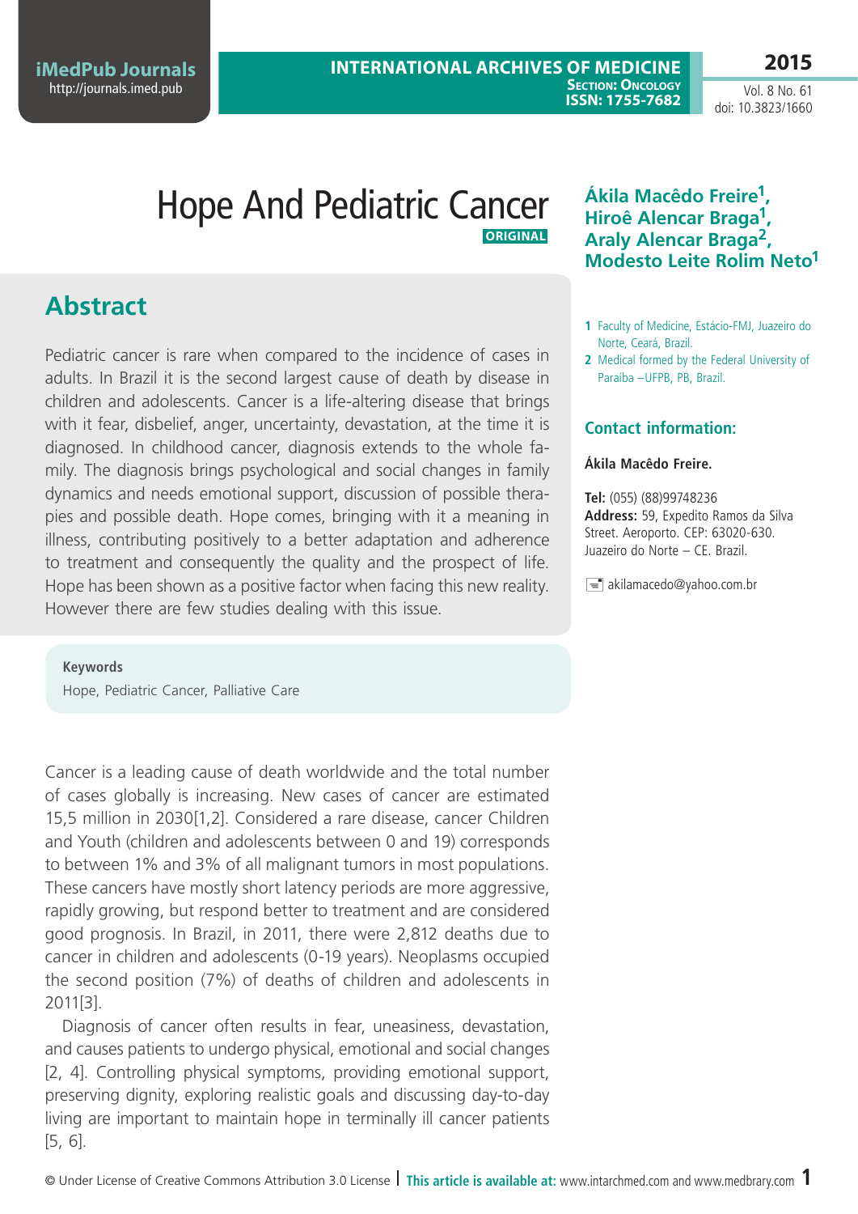# Hope And Pediatric Cancer

ORIGINAL

**Ákila Macêdo Freire[1], Hiroê Alencar Braga[1], Araly Alencar Braga[2], Modesto Leite Rolim Neto[1]**

1 Faculty of Medicine, Estácio-FMJ, Juazeiro do Norte, Ceará, Brazil.

2 Medical formed by the Federal University of Paraíba –UFPB, PB, Brazil.

### Contact information:

**Ákila Macêdo Freire.**

**Tel:** (055) (88)99748236

**Address:** 59, Expedito Ramos da Silva Street. Aeroporto. CEP: 63020-630. Juazeiro do Norte – CE. Brazil.

akilamacedo@yahoo.com.br

## Abstract

Pediatric cancer is rare when compared to the incidence of cases in adults. In Brazil it is the second largest cause of death by disease in children and adolescents. Cancer is a life-altering disease that brings with it fear, disbelief, anger, uncertainty, devastation, at the time it is diagnosed. In childhood cancer, diagnosis extends to the whole family. The diagnosis brings psychological and social changes in family dynamics and needs emotional support, discussion of possible therapies and possible death. Hope comes, bringing with it a meaning in illness, contributing positively to a better adaptation and adherence to treatment and consequently the quality and the prospect of life. Hope has been shown as a positive factor when facing this new reality. However there are few studies dealing with this issue.

**Keywords**

Hope, Pediatric Cancer, Palliative Care

Cancer is a leading cause of death worldwide and the total number of cases globally is increasing. New cases of cancer are estimated 15,5 million in 2030[1,2]. Considered a rare disease, cancer Children and Youth (children and adolescents between 0 and 19) corresponds to between 1% and 3% of all malignant tumors in most populations. These cancers have mostly short latency periods are more aggressive, rapidly growing, but respond better to treatment and are considered good prognosis. In Brazil, in 2011, there were 2,812 deaths due to cancer in children and adolescents (0-19 years). Neoplasms occupied the second position (7%) of deaths of children and adolescents in 2011[3].

Diagnosis of cancer often results in fear, uneasiness, devastation, and causes patients to undergo physical, emotional and social changes [2, 4]. Controlling physical symptoms, providing emotional support, preserving dignity, exploring realistic goals and discussing day-to-day living are important to maintain hope in terminally ill cancer patients [5, 6].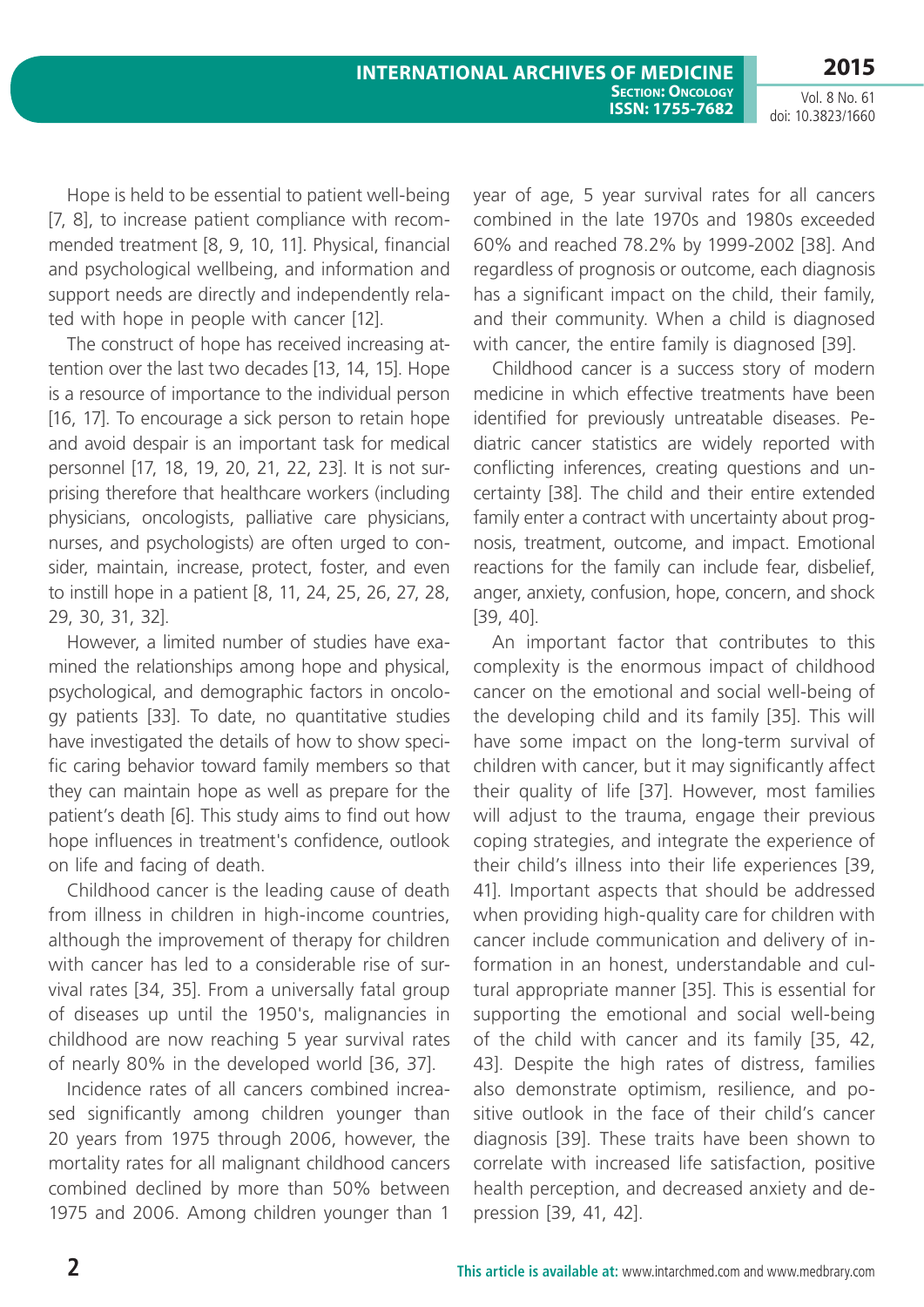Hope is held to be essential to patient well-being [7, 8], to increase patient compliance with recommended treatment [8, 9, 10, 11]. Physical, financial and psychological wellbeing, and information and support needs are directly and independently related with hope in people with cancer [12].

The construct of hope has received increasing attention over the last two decades [13, 14, 15]. Hope is a resource of importance to the individual person [16, 17]. To encourage a sick person to retain hope and avoid despair is an important task for medical personnel [17, 18, 19, 20, 21, 22, 23]. It is not surprising therefore that healthcare workers (including physicians, oncologists, palliative care physicians, nurses, and psychologists) are often urged to consider, maintain, increase, protect, foster, and even to instill hope in a patient [8, 11, 24, 25, 26, 27, 28, 29, 30, 31, 32].

However, a limited number of studies have examined the relationships among hope and physical, psychological, and demographic factors in oncology patients [33]. To date, no quantitative studies have investigated the details of how to show specific caring behavior toward family members so that they can maintain hope as well as prepare for the patient's death [6]. This study aims to find out how hope influences in treatment's confidence, outlook on life and facing of death.

Childhood cancer is the leading cause of death from illness in children in high-income countries, although the improvement of therapy for children with cancer has led to a considerable rise of survival rates [34, 35]. From a universally fatal group of diseases up until the 1950's, malignancies in childhood are now reaching 5 year survival rates of nearly 80% in the developed world [36, 37].

Incidence rates of all cancers combined increased significantly among children younger than 20 years from 1975 through 2006, however, the mortality rates for all malignant childhood cancers combined declined by more than 50% between 1975 and 2006. Among children younger than 1 year of age, 5 year survival rates for all cancers combined in the late 1970s and 1980s exceeded 60% and reached 78.2% by 1999-2002 [38]. And regardless of prognosis or outcome, each diagnosis has a significant impact on the child, their family, and their community. When a child is diagnosed with cancer, the entire family is diagnosed [39].

Childhood cancer is a success story of modern medicine in which effective treatments have been identified for previously untreatable diseases. Pediatric cancer statistics are widely reported with conflicting inferences, creating questions and uncertainty [38]. The child and their entire extended family enter a contract with uncertainty about prognosis, treatment, outcome, and impact. Emotional reactions for the family can include fear, disbelief, anger, anxiety, confusion, hope, concern, and shock [39, 40].

An important factor that contributes to this complexity is the enormous impact of childhood cancer on the emotional and social well-being of the developing child and its family [35]. This will have some impact on the long-term survival of children with cancer, but it may significantly affect their quality of life [37]. However, most families will adjust to the trauma, engage their previous coping strategies, and integrate the experience of their child's illness into their life experiences [39, 41]. Important aspects that should be addressed when providing high-quality care for children with cancer include communication and delivery of information in an honest, understandable and cultural appropriate manner [35]. This is essential for supporting the emotional and social well-being of the child with cancer and its family [35, 42, 43]. Despite the high rates of distress, families also demonstrate optimism, resilience, and positive outlook in the face of their child's cancer diagnosis [39]. These traits have been shown to correlate with increased life satisfaction, positive health perception, and decreased anxiety and depression [39, 41, 42].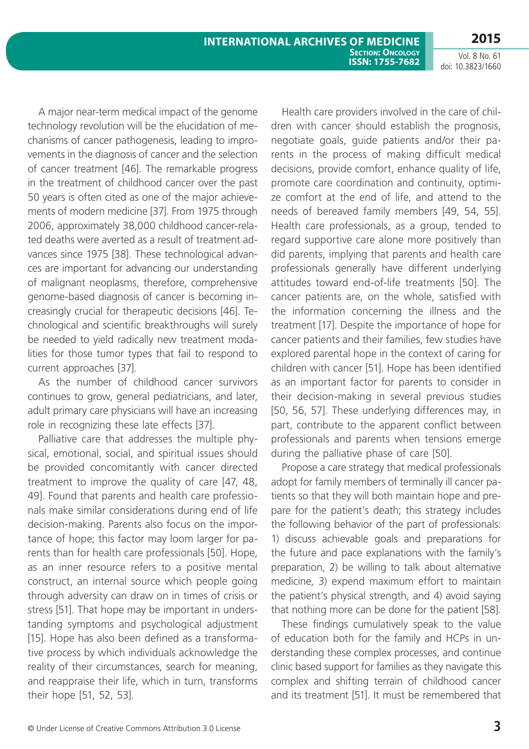A major near-term medical impact of the genome technology revolution will be the elucidation of mechanisms of cancer pathogenesis, leading to improvements in the diagnosis of cancer and the selection of cancer treatment [46]. The remarkable progress in the treatment of childhood cancer over the past 50 years is often cited as one of the major achievements of modern medicine [37]. From 1975 through 2006, approximately 38,000 childhood cancer-related deaths were averted as a result of treatment advances since 1975 [38]. These technological advances are important for advancing our understanding of malignant neoplasms, therefore, comprehensive genome-based diagnosis of cancer is becoming increasingly crucial for therapeutic decisions [46]. Technological and scientific breakthroughs will surely be needed to yield radically new treatment modalities for those tumor types that fail to respond to current approaches [37].

As the number of childhood cancer survivors continues to grow, general pediatricians, and later, adult primary care physicians will have an increasing role in recognizing these late effects [37].

Palliative care that addresses the multiple physical, emotional, social, and spiritual issues should be provided concomitantly with cancer directed treatment to improve the quality of care [47, 48, 49]. Found that parents and health care professionals make similar considerations during end of life decision-making. Parents also focus on the importance of hope; this factor may loom larger for parents than for health care professionals [50]. Hope, as an inner resource refers to a positive mental construct, an internal source which people going through adversity can draw on in times of crisis or stress [51]. That hope may be important in understanding symptoms and psychological adjustment [15]. Hope has also been defined as a transformative process by which individuals acknowledge the reality of their circumstances, search for meaning, and reappraise their life, which in turn, transforms their hope [51, 52, 53].

Health care providers involved in the care of children with cancer should establish the prognosis, negotiate goals, guide patients and/or their parents in the process of making difficult medical decisions, provide comfort, enhance quality of life, promote care coordination and continuity, optimize comfort at the end of life, and attend to the needs of bereaved family members [49, 54, 55]. Health care professionals, as a group, tended to regard supportive care alone more positively than did parents, implying that parents and health care professionals generally have different underlying attitudes toward end-of-life treatments [50]. The cancer patients are, on the whole, satisfied with the information concerning the illness and the treatment [17]. Despite the importance of hope for cancer patients and their families, few studies have explored parental hope in the context of caring for children with cancer [51]. Hope has been identified as an important factor for parents to consider in their decision-making in several previous studies [50, 56, 57]. These underlying differences may, in part, contribute to the apparent conflict between professionals and parents when tensions emerge during the palliative phase of care [50].

Propose a care strategy that medical professionals adopt for family members of terminally ill cancer patients so that they will both maintain hope and prepare for the patient's death; this strategy includes the following behavior of the part of professionals: 1) discuss achievable goals and preparations for the future and pace explanations with the family's preparation, 2) be willing to talk about alternative medicine, 3) expend maximum effort to maintain the patient's physical strength, and 4) avoid saying that nothing more can be done for the patient [58].

These findings cumulatively speak to the value of education both for the family and HCPs in understanding these complex processes, and continue clinic based support for families as they navigate this complex and shifting terrain of childhood cancer and its treatment [51]. It must be remembered that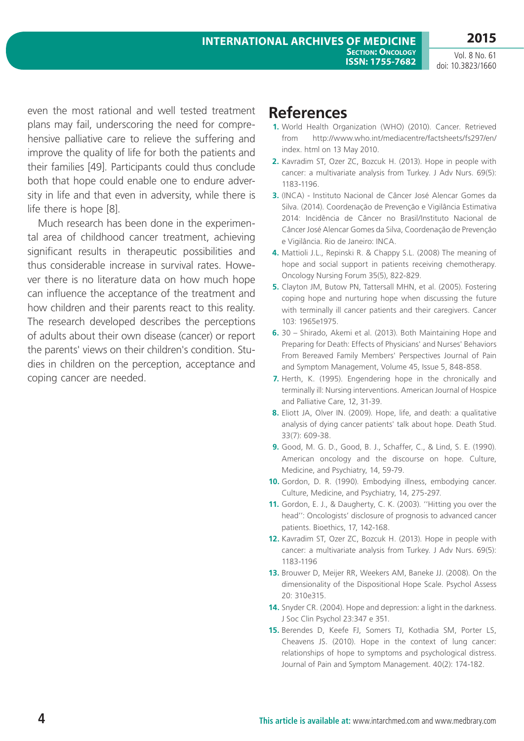even the most rational and well tested treatment plans may fail, underscoring the need for comprehensive palliative care to relieve the suffering and improve the quality of life for both the patients and their families [49]. Participants could thus conclude both that hope could enable one to endure adversity in life and that even in adversity, while there is life there is hope [8].

Much research has been done in the experimental area of childhood cancer treatment, achieving significant results in therapeutic possibilities and thus considerable increase in survival rates. However there is no literature data on how much hope can influence the acceptance of the treatment and how children and their parents react to this reality. The research developed describes the perceptions of adults about their own disease (cancer) or report the parents' views on their children's condition. Studies in children on the perception, acceptance and coping cancer are needed.

# References

1. World Health Organization (WHO) (2010). Cancer. Retrieved from http://www.who.int/mediacentre/factsheets/fs297/en/index. html on 13 May 2010.
2. Kavradim ST, Ozer ZC, Bozcuk H. (2013). Hope in people with cancer: a multivariate analysis from Turkey. J Adv Nurs. 69(5): 1183-1196.
3. (INCA) - Instituto Nacional de Câncer José Alencar Gomes da Silva. (2014). Coordenação de Prevenção e Vigilância Estimativa 2014: Incidência de Câncer no Brasil/Instituto Nacional de Câncer José Alencar Gomes da Silva, Coordenação de Prevenção e Vigilância. Rio de Janeiro: INCA.
4. Mattioli J.L., Repinski R. & Chappy S.L. (2008) The meaning of hope and social support in patients receiving chemotherapy. Oncology Nursing Forum 35(5), 822-829.
5. Clayton JM, Butow PN, Tattersall MHN, et al. (2005). Fostering coping hope and nurturing hope when discussing the future with terminally ill cancer patients and their caregivers. Cancer 103: 1965e1975.
6. 30 – Shirado, Akemi et al. (2013). Both Maintaining Hope and Preparing for Death: Effects of Physicians' and Nurses' Behaviors From Bereaved Family Members' Perspectives Journal of Pain and Symptom Management, Volume 45, Issue 5, 848-858.
7. Herth, K. (1995). Engendering hope in the chronically and terminally ill: Nursing interventions. American Journal of Hospice and Palliative Care, 12, 31-39.
8. Eliott JA, Olver IN. (2009). Hope, life, and death: a qualitative analysis of dying cancer patients' talk about hope. Death Stud. 33(7): 609-38.
9. Good, M. G. D., Good, B. J., Schaffer, C., & Lind, S. E. (1990). American oncology and the discourse on hope. Culture, Medicine, and Psychiatry, 14, 59-79.
10. Gordon, D. R. (1990). Embodying illness, embodying cancer. Culture, Medicine, and Psychiatry, 14, 275-297.
11. Gordon, E. J., & Daugherty, C. K. (2003). ''Hitting you over the head'': Oncologists' disclosure of prognosis to advanced cancer patients. Bioethics, 17, 142-168.
12. Kavradim ST, Ozer ZC, Bozcuk H. (2013). Hope in people with cancer: a multivariate analysis from Turkey. J Adv Nurs. 69(5): 1183-1196
13. Brouwer D, Meijer RR, Weekers AM, Baneke JJ. (2008). On the dimensionality of the Dispositional Hope Scale. Psychol Assess 20: 310e315.
14. Snyder CR. (2004). Hope and depression: a light in the darkness. J Soc Clin Psychol 23:347 e 351.
15. Berendes D, Keefe FJ, Somers TJ, Kothadia SM, Porter LS, Cheavens JS. (2010). Hope in the context of lung cancer: relationships of hope to symptoms and psychological distress. Journal of Pain and Symptom Management. 40(2): 174-182.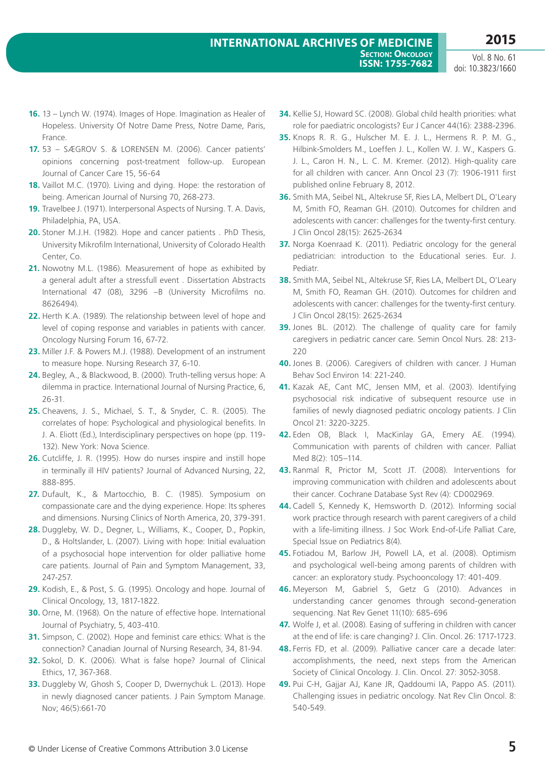16. 13 – Lynch W. (1974). Images of Hope. Imagination as Healer of Hopeless. University Of Notre Dame Press, Notre Dame, Paris, France.
17. 53 – SÆGROV S. & LORENSEN M. (2006). Cancer patients' opinions concerning post-treatment follow-up. European Journal of Cancer Care 15, 56-64
18. Vaillot M.C. (1970). Living and dying. Hope: the restoration of being. American Journal of Nursing 70, 268-273.
19. Travelbee J. (1971). Interpersonal Aspects of Nursing. T. A. Davis, Philadelphia, PA, USA.
20. Stoner M.J.H. (1982). Hope and cancer patients . PhD Thesis, University Mikrofilm International, University of Colorado Health Center, Co.
21. Nowotny M.L. (1986). Measurement of hope as exhibited by a general adult after a stressfull event . Dissertation Abstracts International 47 (08), 3296 –B (University Microfilms no. 8626494).
22. Herth K.A. (1989). The relationship between level of hope and level of coping response and variables in patients with cancer. Oncology Nursing Forum 16, 67-72.
23. Miller J.F. & Powers M.J. (1988). Development of an instrument to measure hope. Nursing Research 37, 6-10.
24. Begley, A., & Blackwood, B. (2000). Truth-telling versus hope: A dilemma in practice. International Journal of Nursing Practice, 6, 26-31.
25. Cheavens, J. S., Michael, S. T., & Snyder, C. R. (2005). The correlates of hope: Psychological and physiological benefits. In J. A. Eliott (Ed.), Interdisciplinary perspectives on hope (pp. 119-132). New York: Nova Science.
26. Cutcliffe, J. R. (1995). How do nurses inspire and instill hope in terminally ill HIV patients? Journal of Advanced Nursing, 22, 888-895.
27. Dufault, K., & Martocchio, B. C. (1985). Symposium on compassionate care and the dying experience. Hope: Its spheres and dimensions. Nursing Clinics of North America, 20, 379-391.
28. Duggleby, W. D., Degner, L., Williams, K., Cooper, D., Popkin, D., & Holtslander, L. (2007). Living with hope: Initial evaluation of a psychosocial hope intervention for older palliative home care patients. Journal of Pain and Symptom Management, 33, 247-257.
29. Kodish, E., & Post, S. G. (1995). Oncology and hope. Journal of Clinical Oncology, 13, 1817-1822.
30. Orne, M. (1968). On the nature of effective hope. International Journal of Psychiatry, 5, 403-410.
31. Simpson, C. (2002). Hope and feminist care ethics: What is the connection? Canadian Journal of Nursing Research, 34, 81-94.
32. Sokol, D. K. (2006). What is false hope? Journal of Clinical Ethics, 17, 367-368.
33. Duggleby W, Ghosh S, Cooper D, Dwernychuk L. (2013). Hope in newly diagnosed cancer patients. J Pain Symptom Manage. Nov; 46(5):661-70
34. Kellie SJ, Howard SC. (2008). Global child health priorities: what role for paediatric oncologists? Eur J Cancer 44(16): 2388-2396.
35. Knops R. R. G., Hulscher M. E. J. L., Hermens R. P. M. G., Hilbink-Smolders M., Loeffen J. L., Kollen W. J. W., Kaspers G. J. L., Caron H. N., L. C. M. Kremer. (2012). High-quality care for all children with cancer. Ann Oncol 23 (7): 1906-1911 first published online February 8, 2012.
36. Smith MA, Seibel NL, Altekruse SF, Ries LA, Melbert DL, O'Leary M, Smith FO, Reaman GH. (2010). Outcomes for children and adolescents with cancer: challenges for the twenty-first century. J Clin Oncol 28(15): 2625-2634
37. Norga Koenraad K. (2011). Pediatric oncology for the general pediatrician: introduction to the Educational series. Eur. J. Pediatr.
38. Smith MA, Seibel NL, Altekruse SF, Ries LA, Melbert DL, O'Leary M, Smith FO, Reaman GH. (2010). Outcomes for children and adolescents with cancer: challenges for the twenty-first century. J Clin Oncol 28(15): 2625-2634
39. Jones BL. (2012). The challenge of quality care for family caregivers in pediatric cancer care. Semin Oncol Nurs. 28: 213-220
40. Jones B. (2006). Caregivers of children with cancer. J Human Behav Socl Environ 14: 221-240.
41. Kazak AE, Cant MC, Jensen MM, et al. (2003). Identifying psychosocial risk indicative of subsequent resource use in families of newly diagnosed pediatric oncology patients. J Clin Oncol 21: 3220-3225.
42. Eden OB, Black I, MacKinlay GA, Emery AE. (1994). Communication with parents of children with cancer. Palliat Med 8(2): 105–114.
43. Ranmal R, Prictor M, Scott JT. (2008). Interventions for improving communication with children and adolescents about their cancer. Cochrane Database Syst Rev (4): CD002969.
44. Cadell S, Kennedy K, Hemsworth D. (2012). Informing social work practice through research with parent caregivers of a child with a life-limiting illness. J Soc Work End-of-Life Palliat Care, Special Issue on Pediatrics 8(4).
45. Fotiadou M, Barlow JH, Powell LA, et al. (2008). Optimism and psychological well-being among parents of children with cancer: an exploratory study. Psychooncology 17: 401-409.
46. Meyerson M, Gabriel S, Getz G (2010). Advances in understanding cancer genomes through second-generation sequencing. Nat Rev Genet 11(10): 685-696
47. Wolfe J, et al. (2008). Easing of suffering in children with cancer at the end of life: is care changing? J. Clin. Oncol. 26: 1717-1723.
48. Ferris FD, et al. (2009). Palliative cancer care a decade later: accomplishments, the need, next steps from the American Society of Clinical Oncology. J. Clin. Oncol. 27: 3052-3058.
49. Pui C-H, Gajjar AJ, Kane JR, Qaddoumi IA, Pappo AS. (2011). Challenging issues in pediatric oncology. Nat Rev Clin Oncol. 8: 540-549.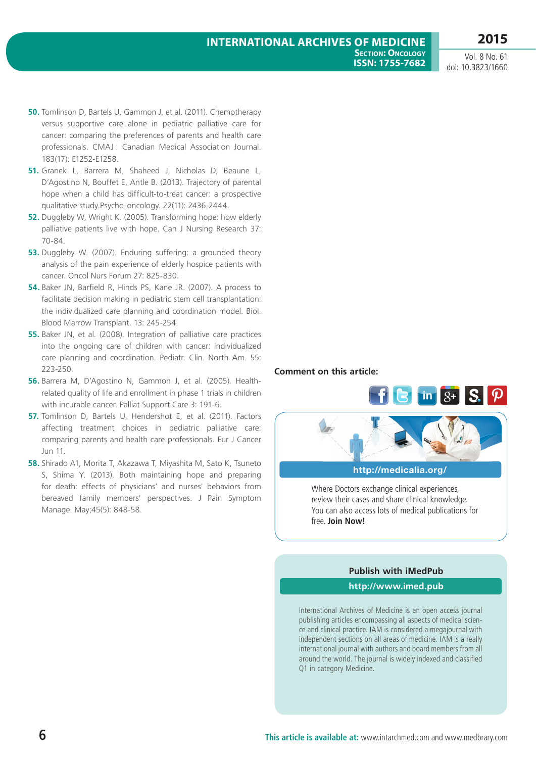50. Tomlinson D, Bartels U, Gammon J, et al. (2011). Chemotherapy versus supportive care alone in pediatric palliative care for cancer: comparing the preferences of parents and health care professionals. CMAJ : Canadian Medical Association Journal. 183(17): E1252-E1258.
51. Granek L, Barrera M, Shaheed J, Nicholas D, Beaune L, D'Agostino N, Bouffet E, Antle B. (2013). Trajectory of parental hope when a child has difficult-to-treat cancer: a prospective qualitative study.Psycho-oncology. 22(11): 2436-2444.
52. Duggleby W, Wright K. (2005). Transforming hope: how elderly palliative patients live with hope. Can J Nursing Research 37: 70-84.
53. Duggleby W. (2007). Enduring suffering: a grounded theory analysis of the pain experience of elderly hospice patients with cancer. Oncol Nurs Forum 27: 825-830.
54. Baker JN, Barfield R, Hinds PS, Kane JR. (2007). A process to facilitate decision making in pediatric stem cell transplantation: the individualized care planning and coordination model. Biol. Blood Marrow Transplant. 13: 245-254.
55. Baker JN, et al. (2008). Integration of palliative care practices into the ongoing care of children with cancer: individualized care planning and coordination. Pediatr. Clin. North Am. 55: 223-250.
56. Barrera M, D'Agostino N, Gammon J, et al. (2005). Health-related quality of life and enrollment in phase 1 trials in children with incurable cancer. Palliat Support Care 3: 191-6.
57. Tomlinson D, Bartels U, Hendershot E, et al. (2011). Factors affecting treatment choices in pediatric palliative care: comparing parents and health care professionals. Eur J Cancer Jun 11.
58. Shirado A1, Morita T, Akazawa T, Miyashita M, Sato K, Tsuneto S, Shima Y. (2013). Both maintaining hope and preparing for death: effects of physicians' and nurses' behaviors from bereaved family members' perspectives. J Pain Symptom Manage. May;45(5): 848-58.

**Comment on this article:**

**http://medicalia.org/**

Where Doctors exchange clinical experiences, review their cases and share clinical knowledge. You can also access lots of medical publications for free. **Join Now!**

**Publish with iMedPub**

**http://www.imed.pub**

International Archives of Medicine is an open access journal publishing articles encompassing all aspects of medical science and clinical practice. IAM is considered a megajournal with independent sections on all areas of medicine. IAM is a really international journal with authors and board members from all around the world. The journal is widely indexed and classified Q1 in category Medicine.